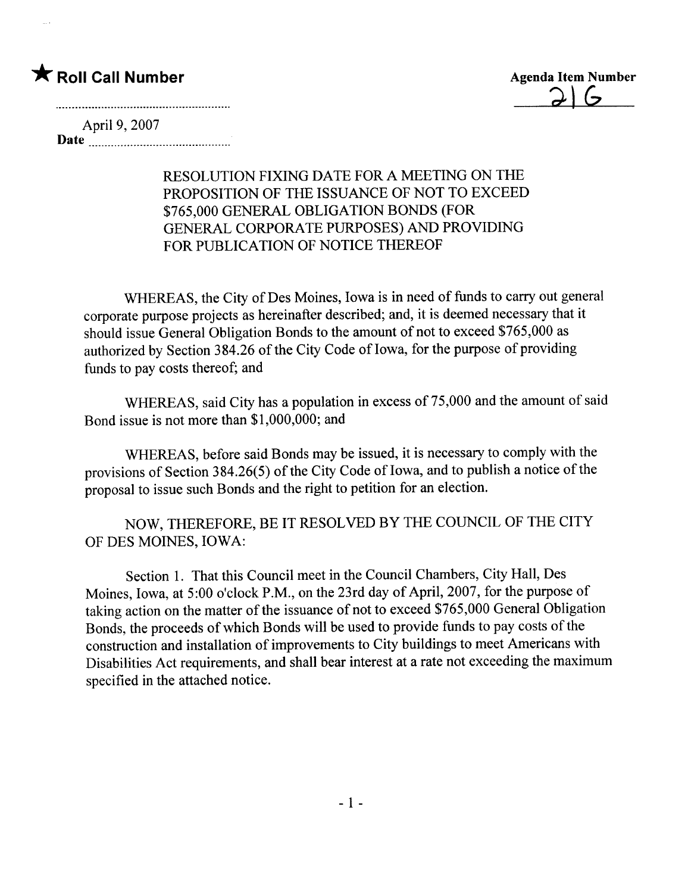★ **Roll Call Number**

**Agenda Item Number**

21G

April 9, 2007

**Date** ..........................................

RESOLUTION FIXING DATE FOR A MEETING ON THE PROPOSITION OF THE ISSUANCE OF NOT TO EXCEED $765,000 GENERAL OBLIGATION BONDS (FOR GENERAL CORPORATE PURPOSES) AND PROVIDING FOR PUBLICATION OF NOTICE THEREOF

WHEREAS, the City of Des Moines, Iowa is in need of funds to carry out general corporate purpose projects as hereinafter described; and, it is deemed necessary that it should issue General Obligation Bonds to the amount of not to exceed $765,000 as authorized by Section 384.26 of the City Code of Iowa, for the purpose of providing funds to pay costs thereof; and

WHEREAS, said City has a population in excess of 75,000 and the amount of said Bond issue is not more than $1,000,000; and

WHEREAS, before said Bonds may be issued, it is necessary to comply with the provisions of Section 384.26(5) of the City Code of Iowa, and to publish a notice of the proposal to issue such Bonds and the right to petition for an election.

NOW, THEREFORE, BE IT RESOLVED BY THE COUNCIL OF THE CITY OF DES MOINES, IOWA:

Section 1. That this Council meet in the Council Chambers, City Hall, Des Moines, Iowa, at 5:00 o'clock P.M., on the 23rd day of April, 2007, for the purpose of taking action on the matter of the issuance of not to exceed $765,000 General Obligation Bonds, the proceeds of which Bonds will be used to provide funds to pay costs of the construction and installation of improvements to City buildings to meet Americans with Disabilities Act requirements, and shall bear interest at a rate not exceeding the maximum specified in the attached notice.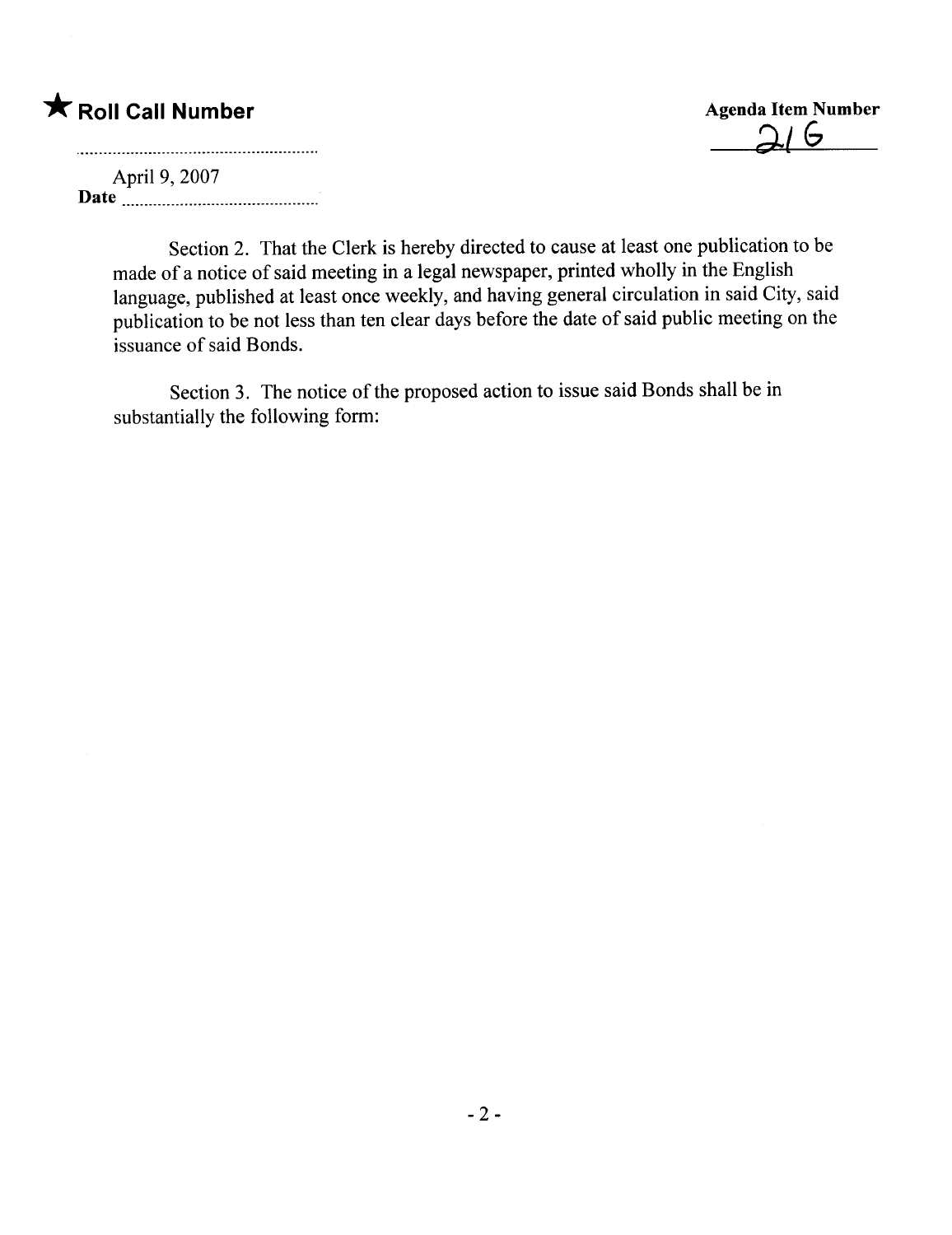★ **Roll Call Number**

**Agenda Item Number**
21G

April 9, 2007
**Date** ..............................................

Section 2. That the Clerk is hereby directed to cause at least one publication to be made of a notice of said meeting in a legal newspaper, printed wholly in the English language, published at least once weekly, and having general circulation in said City, said publication to be not less than ten clear days before the date of said public meeting on the issuance of said Bonds.

Section 3. The notice of the proposed action to issue said Bonds shall be in substantially the following form: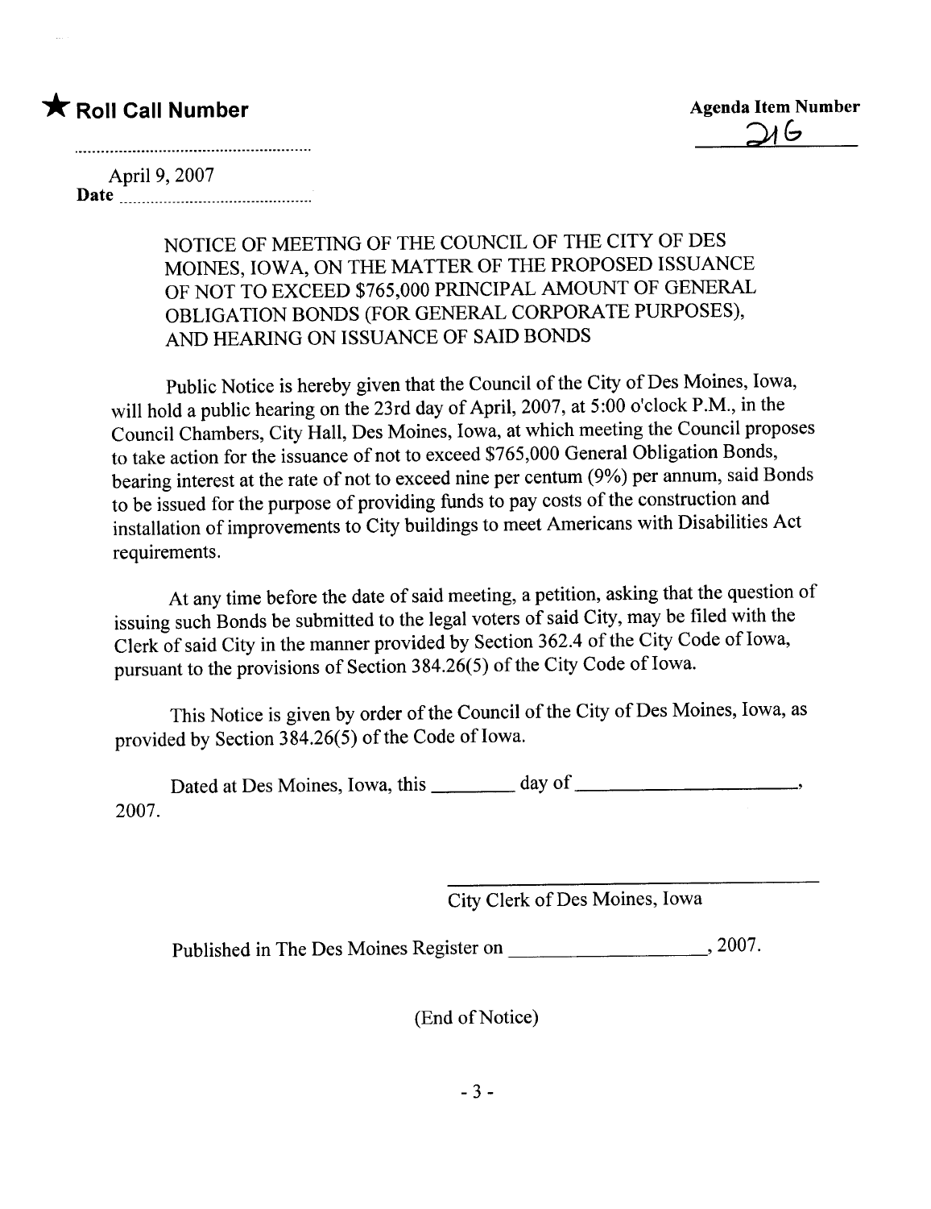★ **Roll Call Number**

**Agenda Item Number**

216

April 9, 2007

**Date** ..............................................

NOTICE OF MEETING OF THE COUNCIL OF THE CITY OF DES MOINES, IOWA, ON THE MATTER OF THE PROPOSED ISSUANCE OF NOT TO EXCEED $765,000 PRINCIPAL AMOUNT OF GENERAL OBLIGATION BONDS (FOR GENERAL CORPORATE PURPOSES), AND HEARING ON ISSUANCE OF SAID BONDS

Public Notice is hereby given that the Council of the City of Des Moines, Iowa, will hold a public hearing on the 23rd day of April, 2007, at 5:00 o'clock P.M., in the Council Chambers, City Hall, Des Moines, Iowa, at which meeting the Council proposes to take action for the issuance of not to exceed $765,000 General Obligation Bonds, bearing interest at the rate of not to exceed nine per centum (9%) per annum, said Bonds to be issued for the purpose of providing funds to pay costs of the construction and installation of improvements to City buildings to meet Americans with Disabilities Act requirements.

At any time before the date of said meeting, a petition, asking that the question of issuing such Bonds be submitted to the legal voters of said City, may be filed with the Clerk of said City in the manner provided by Section 362.4 of the City Code of Iowa, pursuant to the provisions of Section 384.26(5) of the City Code of Iowa.

This Notice is given by order of the Council of the City of Des Moines, Iowa, as provided by Section 384.26(5) of the Code of Iowa.

Dated at Des Moines, Iowa, this ________ day of ____________________, 2007.

______________________________
City Clerk of Des Moines, Iowa

Published in The Des Moines Register on ________________, 2007.

(End of Notice)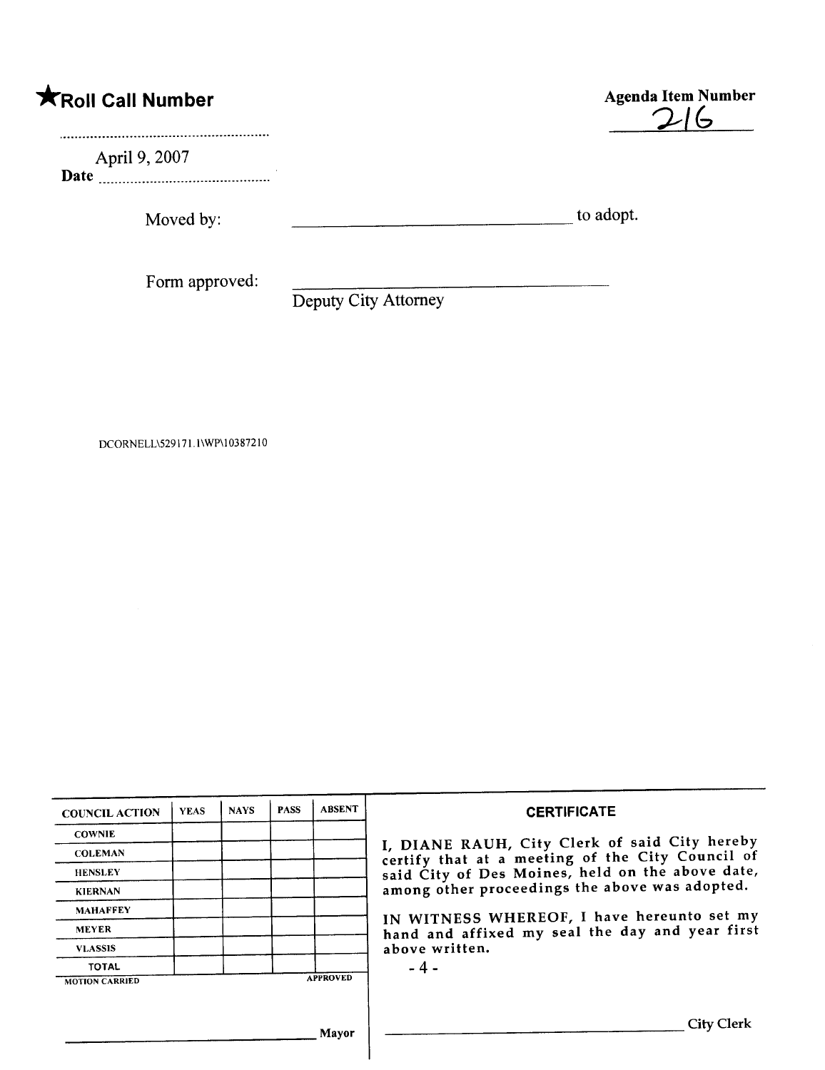**★Roll Call Number**

**Agenda Item Number**
216

April 9, 2007
**Date** ..........................................

Moved by: ______________________________ to adopt.

Form approved: ______________________________
Deputy City Attorney

DCORNELL\529171.1\WP\10387210

| COUNCIL ACTION | YEAS | NAYS | PASS | ABSENT |
|---|---|---|---|---|
| COWNIE | | | | |
| COLEMAN | | | | |
| HENSLEY | | | | |
| KIERNAN | | | | |
| MAHAFFEY | | | | |
| MEYER | | | | |
| VLASSIS | | | | |
| TOTAL | | | | |

MOTION CARRIED APPROVED

______________________________ Mayor

**CERTIFICATE**

I, DIANE RAUH, City Clerk of said City hereby certify that at a meeting of the City Council of said City of Des Moines, held on the above date, among other proceedings the above was adopted.

IN WITNESS WHEREOF, I have hereunto set my hand and affixed my seal the day and year first above written.

______________________________ City Clerk